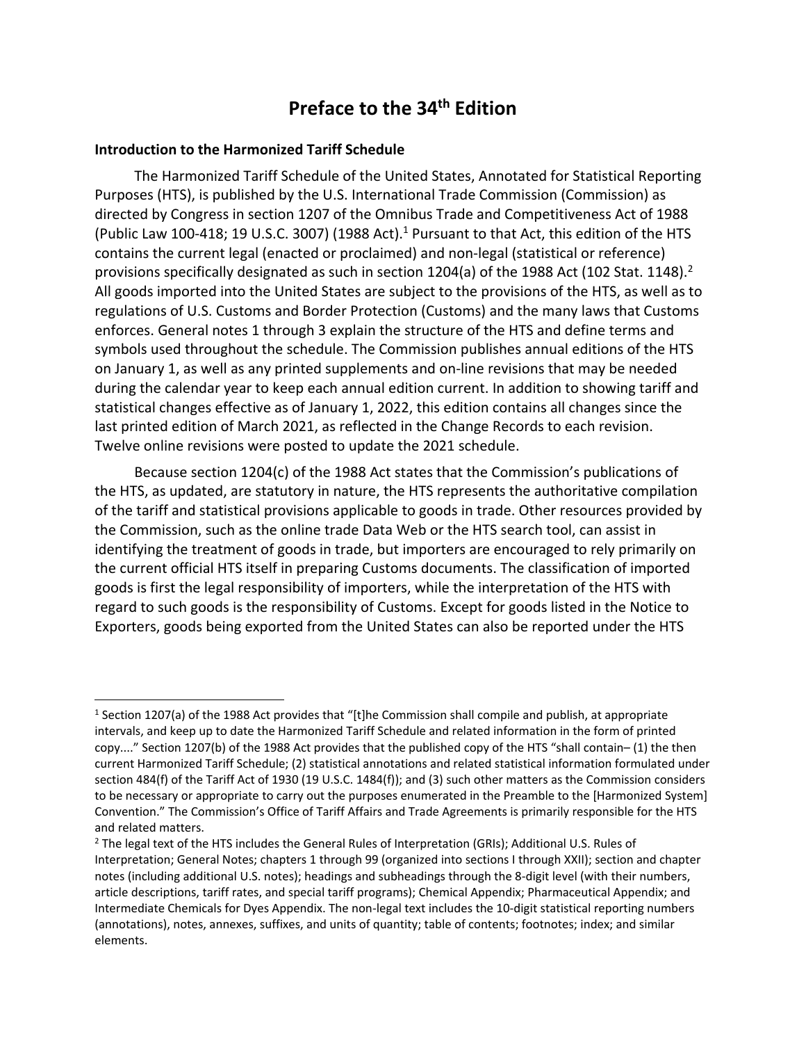# Preface to the 34th Edition

### Introduction to the Harmonized Tariff Schedule

The Harmonized Tariff Schedule of the United States, Annotated for Statistical Reporting Purposes (HTS), is published by the U.S. International Trade Commission (Commission) as directed by Congress in section 1207 of the Omnibus Trade and Competitiveness Act of 1988 (Public Law 100-418; 19 U.S.C. 3007) (1988 Act).[1] Pursuant to that Act, this edition of the HTS contains the current legal (enacted or proclaimed) and non-legal (statistical or reference) provisions specifically designated as such in section 1204(a) of the 1988 Act (102 Stat. 1148).[2] All goods imported into the United States are subject to the provisions of the HTS, as well as to regulations of U.S. Customs and Border Protection (Customs) and the many laws that Customs enforces. General notes 1 through 3 explain the structure of the HTS and define terms and symbols used throughout the schedule. The Commission publishes annual editions of the HTS on January 1, as well as any printed supplements and on-line revisions that may be needed during the calendar year to keep each annual edition current. In addition to showing tariff and statistical changes effective as of January 1, 2022, this edition contains all changes since the last printed edition of March 2021, as reflected in the Change Records to each revision. Twelve online revisions were posted to update the 2021 schedule.

Because section 1204(c) of the 1988 Act states that the Commission's publications of the HTS, as updated, are statutory in nature, the HTS represents the authoritative compilation of the tariff and statistical provisions applicable to goods in trade. Other resources provided by the Commission, such as the online trade Data Web or the HTS search tool, can assist in identifying the treatment of goods in trade, but importers are encouraged to rely primarily on the current official HTS itself in preparing Customs documents. The classification of imported goods is first the legal responsibility of importers, while the interpretation of the HTS with regard to such goods is the responsibility of Customs. Except for goods listed in the Notice to Exporters, goods being exported from the United States can also be reported under the HTS

---

[1] Section 1207(a) of the 1988 Act provides that "[t]he Commission shall compile and publish, at appropriate intervals, and keep up to date the Harmonized Tariff Schedule and related information in the form of printed copy...." Section 1207(b) of the 1988 Act provides that the published copy of the HTS "shall contain– (1) the then current Harmonized Tariff Schedule; (2) statistical annotations and related statistical information formulated under section 484(f) of the Tariff Act of 1930 (19 U.S.C. 1484(f)); and (3) such other matters as the Commission considers to be necessary or appropriate to carry out the purposes enumerated in the Preamble to the [Harmonized System] Convention." The Commission's Office of Tariff Affairs and Trade Agreements is primarily responsible for the HTS and related matters.

[2] The legal text of the HTS includes the General Rules of Interpretation (GRIs); Additional U.S. Rules of Interpretation; General Notes; chapters 1 through 99 (organized into sections I through XXII); section and chapter notes (including additional U.S. notes); headings and subheadings through the 8-digit level (with their numbers, article descriptions, tariff rates, and special tariff programs); Chemical Appendix; Pharmaceutical Appendix; and Intermediate Chemicals for Dyes Appendix. The non-legal text includes the 10-digit statistical reporting numbers (annotations), notes, annexes, suffixes, and units of quantity; table of contents; footnotes; index; and similar elements.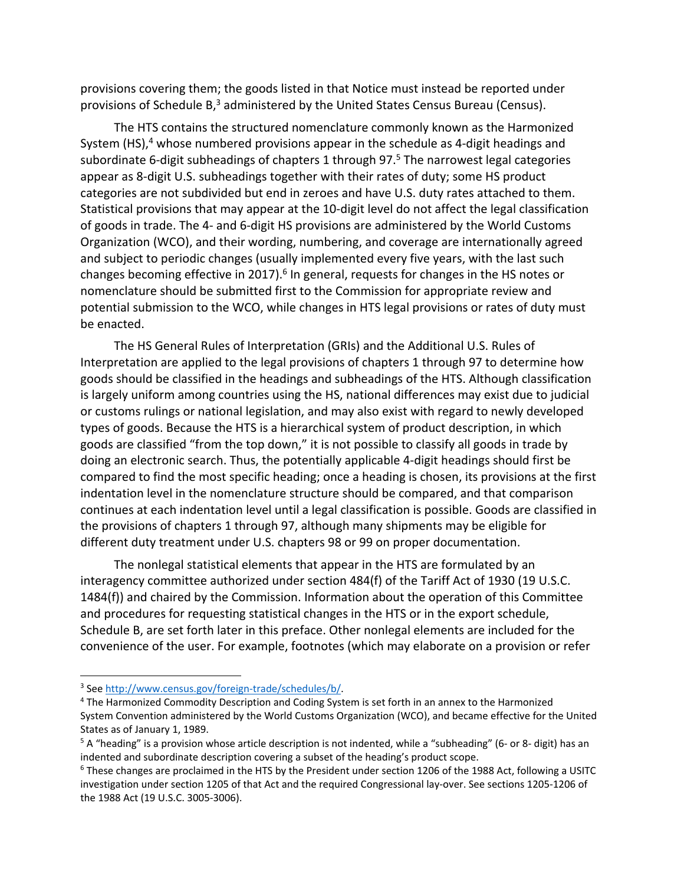provisions covering them; the goods listed in that Notice must instead be reported under provisions of Schedule B,[3] administered by the United States Census Bureau (Census).

The HTS contains the structured nomenclature commonly known as the Harmonized System (HS),[4] whose numbered provisions appear in the schedule as 4-digit headings and subordinate 6-digit subheadings of chapters 1 through 97.[5] The narrowest legal categories appear as 8-digit U.S. subheadings together with their rates of duty; some HS product categories are not subdivided but end in zeroes and have U.S. duty rates attached to them. Statistical provisions that may appear at the 10-digit level do not affect the legal classification of goods in trade. The 4- and 6-digit HS provisions are administered by the World Customs Organization (WCO), and their wording, numbering, and coverage are internationally agreed and subject to periodic changes (usually implemented every five years, with the last such changes becoming effective in 2017).[6] In general, requests for changes in the HS notes or nomenclature should be submitted first to the Commission for appropriate review and potential submission to the WCO, while changes in HTS legal provisions or rates of duty must be enacted.

The HS General Rules of Interpretation (GRIs) and the Additional U.S. Rules of Interpretation are applied to the legal provisions of chapters 1 through 97 to determine how goods should be classified in the headings and subheadings of the HTS. Although classification is largely uniform among countries using the HS, national differences may exist due to judicial or customs rulings or national legislation, and may also exist with regard to newly developed types of goods. Because the HTS is a hierarchical system of product description, in which goods are classified "from the top down," it is not possible to classify all goods in trade by doing an electronic search. Thus, the potentially applicable 4-digit headings should first be compared to find the most specific heading; once a heading is chosen, its provisions at the first indentation level in the nomenclature structure should be compared, and that comparison continues at each indentation level until a legal classification is possible. Goods are classified in the provisions of chapters 1 through 97, although many shipments may be eligible for different duty treatment under U.S. chapters 98 or 99 on proper documentation.

The nonlegal statistical elements that appear in the HTS are formulated by an interagency committee authorized under section 484(f) of the Tariff Act of 1930 (19 U.S.C. 1484(f)) and chaired by the Commission. Information about the operation of this Committee and procedures for requesting statistical changes in the HTS or in the export schedule, Schedule B, are set forth later in this preface. Other nonlegal elements are included for the convenience of the user. For example, footnotes (which may elaborate on a provision or refer

---

[3] See http://www.census.gov/foreign-trade/schedules/b/.

[4] The Harmonized Commodity Description and Coding System is set forth in an annex to the Harmonized System Convention administered by the World Customs Organization (WCO), and became effective for the United States as of January 1, 1989.

[5] A "heading" is a provision whose article description is not indented, while a "subheading" (6- or 8- digit) has an indented and subordinate description covering a subset of the heading's product scope.

[6] These changes are proclaimed in the HTS by the President under section 1206 of the 1988 Act, following a USITC investigation under section 1205 of that Act and the required Congressional lay-over. See sections 1205-1206 of the 1988 Act (19 U.S.C. 3005-3006).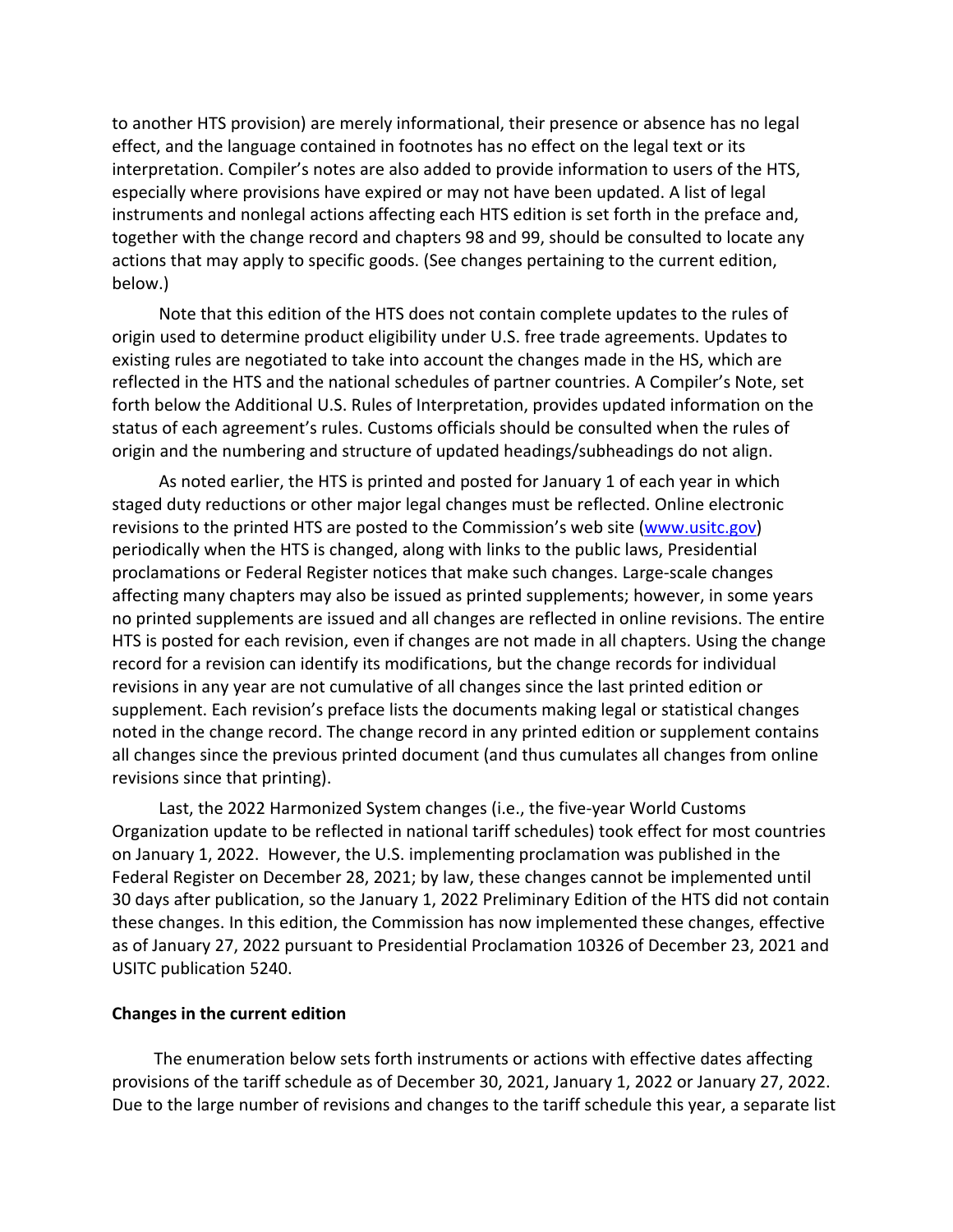to another HTS provision) are merely informational, their presence or absence has no legal effect, and the language contained in footnotes has no effect on the legal text or its interpretation. Compiler's notes are also added to provide information to users of the HTS, especially where provisions have expired or may not have been updated. A list of legal instruments and nonlegal actions affecting each HTS edition is set forth in the preface and, together with the change record and chapters 98 and 99, should be consulted to locate any actions that may apply to specific goods. (See changes pertaining to the current edition, below.)

Note that this edition of the HTS does not contain complete updates to the rules of origin used to determine product eligibility under U.S. free trade agreements. Updates to existing rules are negotiated to take into account the changes made in the HS, which are reflected in the HTS and the national schedules of partner countries. A Compiler's Note, set forth below the Additional U.S. Rules of Interpretation, provides updated information on the status of each agreement's rules. Customs officials should be consulted when the rules of origin and the numbering and structure of updated headings/subheadings do not align.

As noted earlier, the HTS is printed and posted for January 1 of each year in which staged duty reductions or other major legal changes must be reflected. Online electronic revisions to the printed HTS are posted to the Commission's web site (www.usitc.gov) periodically when the HTS is changed, along with links to the public laws, Presidential proclamations or Federal Register notices that make such changes. Large-scale changes affecting many chapters may also be issued as printed supplements; however, in some years no printed supplements are issued and all changes are reflected in online revisions. The entire HTS is posted for each revision, even if changes are not made in all chapters. Using the change record for a revision can identify its modifications, but the change records for individual revisions in any year are not cumulative of all changes since the last printed edition or supplement. Each revision's preface lists the documents making legal or statistical changes noted in the change record. The change record in any printed edition or supplement contains all changes since the previous printed document (and thus cumulates all changes from online revisions since that printing).

Last, the 2022 Harmonized System changes (i.e., the five-year World Customs Organization update to be reflected in national tariff schedules) took effect for most countries on January 1, 2022. However, the U.S. implementing proclamation was published in the Federal Register on December 28, 2021; by law, these changes cannot be implemented until 30 days after publication, so the January 1, 2022 Preliminary Edition of the HTS did not contain these changes. In this edition, the Commission has now implemented these changes, effective as of January 27, 2022 pursuant to Presidential Proclamation 10326 of December 23, 2021 and USITC publication 5240.

**Changes in the current edition**

The enumeration below sets forth instruments or actions with effective dates affecting provisions of the tariff schedule as of December 30, 2021, January 1, 2022 or January 27, 2022. Due to the large number of revisions and changes to the tariff schedule this year, a separate list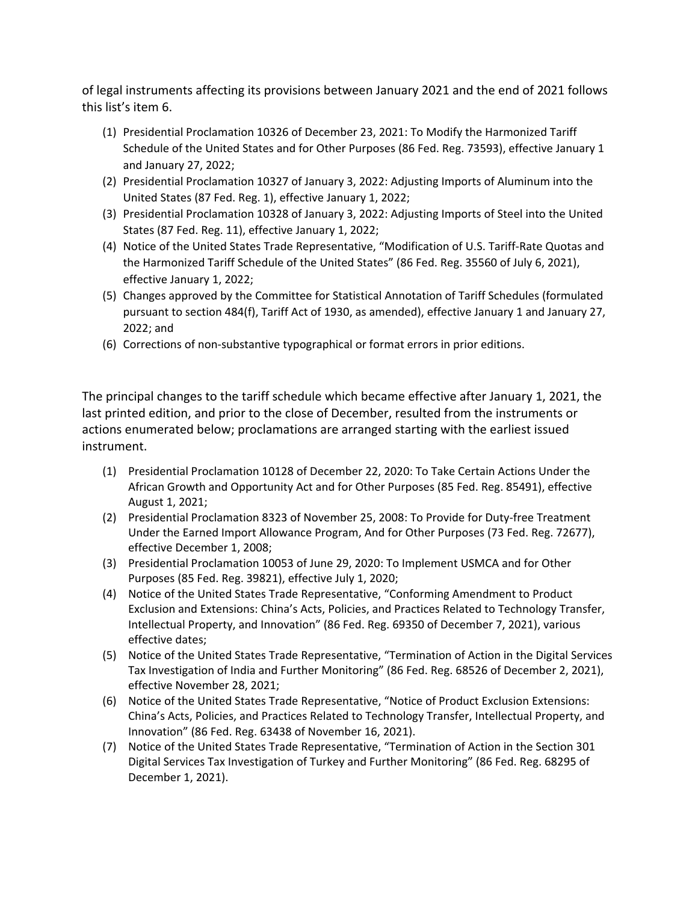of legal instruments affecting its provisions between January 2021 and the end of 2021 follows this list's item 6.

(1) Presidential Proclamation 10326 of December 23, 2021: To Modify the Harmonized Tariff Schedule of the United States and for Other Purposes (86 Fed. Reg. 73593), effective January 1 and January 27, 2022;
(2) Presidential Proclamation 10327 of January 3, 2022: Adjusting Imports of Aluminum into the United States (87 Fed. Reg. 1), effective January 1, 2022;
(3) Presidential Proclamation 10328 of January 3, 2022: Adjusting Imports of Steel into the United States (87 Fed. Reg. 11), effective January 1, 2022;
(4) Notice of the United States Trade Representative, "Modification of U.S. Tariff-Rate Quotas and the Harmonized Tariff Schedule of the United States" (86 Fed. Reg. 35560 of July 6, 2021), effective January 1, 2022;
(5) Changes approved by the Committee for Statistical Annotation of Tariff Schedules (formulated pursuant to section 484(f), Tariff Act of 1930, as amended), effective January 1 and January 27, 2022; and
(6) Corrections of non-substantive typographical or format errors in prior editions.

The principal changes to the tariff schedule which became effective after January 1, 2021, the last printed edition, and prior to the close of December, resulted from the instruments or actions enumerated below; proclamations are arranged starting with the earliest issued instrument.

(1) Presidential Proclamation 10128 of December 22, 2020: To Take Certain Actions Under the African Growth and Opportunity Act and for Other Purposes (85 Fed. Reg. 85491), effective August 1, 2021;
(2) Presidential Proclamation 8323 of November 25, 2008: To Provide for Duty-free Treatment Under the Earned Import Allowance Program, And for Other Purposes (73 Fed. Reg. 72677), effective December 1, 2008;
(3) Presidential Proclamation 10053 of June 29, 2020: To Implement USMCA and for Other Purposes (85 Fed. Reg. 39821), effective July 1, 2020;
(4) Notice of the United States Trade Representative, "Conforming Amendment to Product Exclusion and Extensions: China's Acts, Policies, and Practices Related to Technology Transfer, Intellectual Property, and Innovation" (86 Fed. Reg. 69350 of December 7, 2021), various effective dates;
(5) Notice of the United States Trade Representative, "Termination of Action in the Digital Services Tax Investigation of India and Further Monitoring" (86 Fed. Reg. 68526 of December 2, 2021), effective November 28, 2021;
(6) Notice of the United States Trade Representative, "Notice of Product Exclusion Extensions: China's Acts, Policies, and Practices Related to Technology Transfer, Intellectual Property, and Innovation" (86 Fed. Reg. 63438 of November 16, 2021).
(7) Notice of the United States Trade Representative, "Termination of Action in the Section 301 Digital Services Tax Investigation of Turkey and Further Monitoring" (86 Fed. Reg. 68295 of December 1, 2021).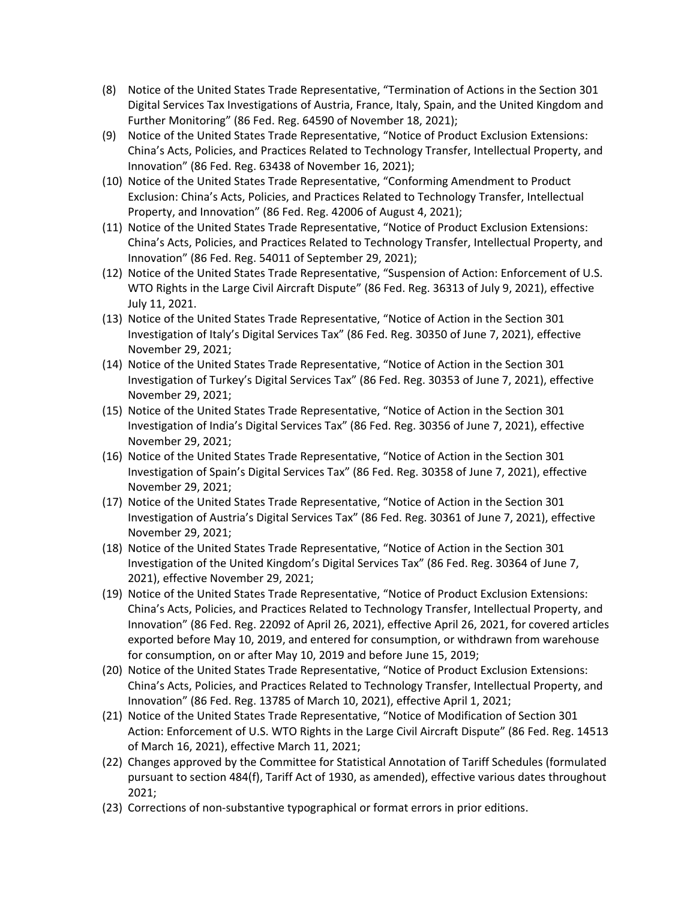(8) Notice of the United States Trade Representative, "Termination of Actions in the Section 301 Digital Services Tax Investigations of Austria, France, Italy, Spain, and the United Kingdom and Further Monitoring" (86 Fed. Reg. 64590 of November 18, 2021);

(9) Notice of the United States Trade Representative, "Notice of Product Exclusion Extensions: China's Acts, Policies, and Practices Related to Technology Transfer, Intellectual Property, and Innovation" (86 Fed. Reg. 63438 of November 16, 2021);

(10) Notice of the United States Trade Representative, "Conforming Amendment to Product Exclusion: China's Acts, Policies, and Practices Related to Technology Transfer, Intellectual Property, and Innovation" (86 Fed. Reg. 42006 of August 4, 2021);

(11) Notice of the United States Trade Representative, "Notice of Product Exclusion Extensions: China's Acts, Policies, and Practices Related to Technology Transfer, Intellectual Property, and Innovation" (86 Fed. Reg. 54011 of September 29, 2021);

(12) Notice of the United States Trade Representative, "Suspension of Action: Enforcement of U.S. WTO Rights in the Large Civil Aircraft Dispute" (86 Fed. Reg. 36313 of July 9, 2021), effective July 11, 2021.

(13) Notice of the United States Trade Representative, "Notice of Action in the Section 301 Investigation of Italy's Digital Services Tax" (86 Fed. Reg. 30350 of June 7, 2021), effective November 29, 2021;

(14) Notice of the United States Trade Representative, "Notice of Action in the Section 301 Investigation of Turkey's Digital Services Tax" (86 Fed. Reg. 30353 of June 7, 2021), effective November 29, 2021;

(15) Notice of the United States Trade Representative, "Notice of Action in the Section 301 Investigation of India's Digital Services Tax" (86 Fed. Reg. 30356 of June 7, 2021), effective November 29, 2021;

(16) Notice of the United States Trade Representative, "Notice of Action in the Section 301 Investigation of Spain's Digital Services Tax" (86 Fed. Reg. 30358 of June 7, 2021), effective November 29, 2021;

(17) Notice of the United States Trade Representative, "Notice of Action in the Section 301 Investigation of Austria's Digital Services Tax" (86 Fed. Reg. 30361 of June 7, 2021), effective November 29, 2021;

(18) Notice of the United States Trade Representative, "Notice of Action in the Section 301 Investigation of the United Kingdom's Digital Services Tax" (86 Fed. Reg. 30364 of June 7, 2021), effective November 29, 2021;

(19) Notice of the United States Trade Representative, "Notice of Product Exclusion Extensions: China's Acts, Policies, and Practices Related to Technology Transfer, Intellectual Property, and Innovation" (86 Fed. Reg. 22092 of April 26, 2021), effective April 26, 2021, for covered articles exported before May 10, 2019, and entered for consumption, or withdrawn from warehouse for consumption, on or after May 10, 2019 and before June 15, 2019;

(20) Notice of the United States Trade Representative, "Notice of Product Exclusion Extensions: China's Acts, Policies, and Practices Related to Technology Transfer, Intellectual Property, and Innovation" (86 Fed. Reg. 13785 of March 10, 2021), effective April 1, 2021;

(21) Notice of the United States Trade Representative, "Notice of Modification of Section 301 Action: Enforcement of U.S. WTO Rights in the Large Civil Aircraft Dispute" (86 Fed. Reg. 14513 of March 16, 2021), effective March 11, 2021;

(22) Changes approved by the Committee for Statistical Annotation of Tariff Schedules (formulated pursuant to section 484(f), Tariff Act of 1930, as amended), effective various dates throughout 2021;

(23) Corrections of non-substantive typographical or format errors in prior editions.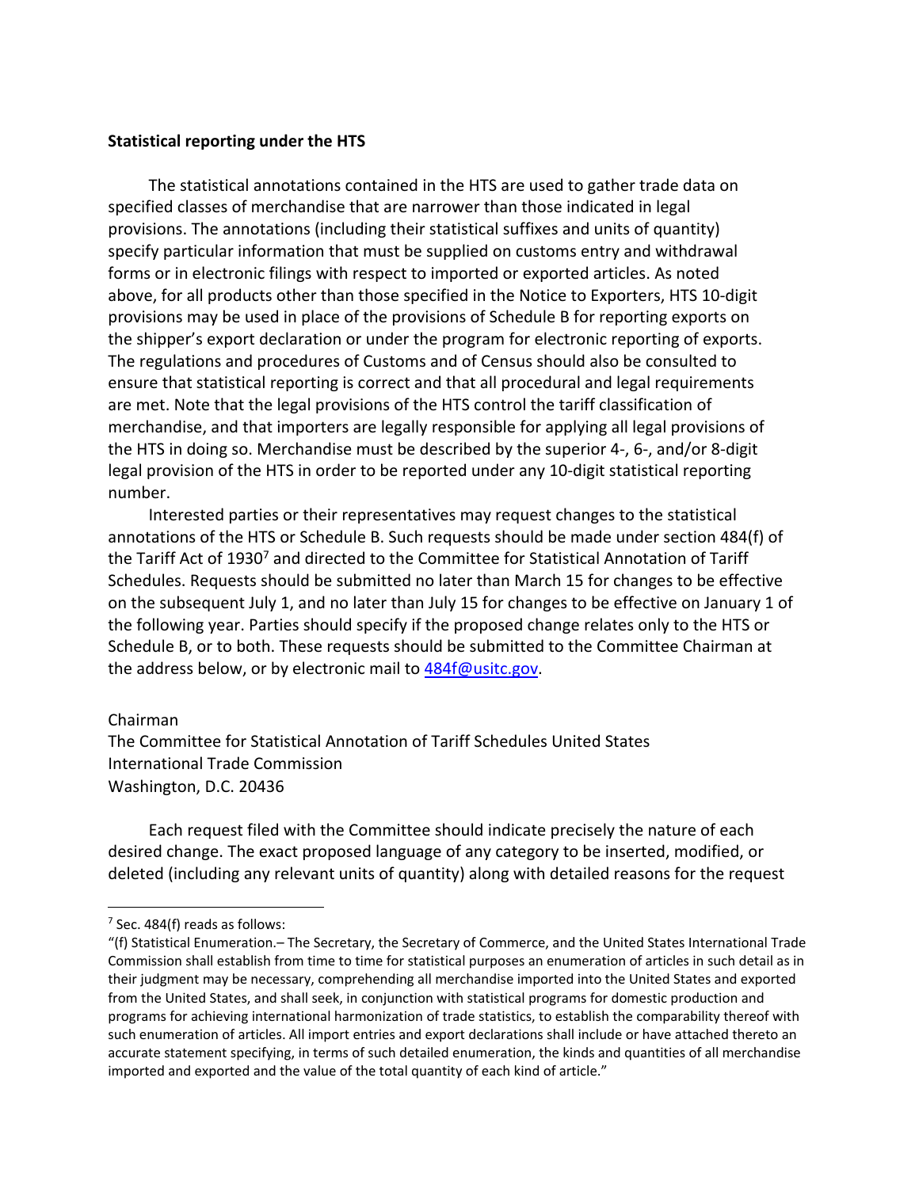**Statistical reporting under the HTS**

The statistical annotations contained in the HTS are used to gather trade data on specified classes of merchandise that are narrower than those indicated in legal provisions. The annotations (including their statistical suffixes and units of quantity) specify particular information that must be supplied on customs entry and withdrawal forms or in electronic filings with respect to imported or exported articles. As noted above, for all products other than those specified in the Notice to Exporters, HTS 10-digit provisions may be used in place of the provisions of Schedule B for reporting exports on the shipper's export declaration or under the program for electronic reporting of exports. The regulations and procedures of Customs and of Census should also be consulted to ensure that statistical reporting is correct and that all procedural and legal requirements are met. Note that the legal provisions of the HTS control the tariff classification of merchandise, and that importers are legally responsible for applying all legal provisions of the HTS in doing so. Merchandise must be described by the superior 4-, 6-, and/or 8-digit legal provision of the HTS in order to be reported under any 10-digit statistical reporting number.

Interested parties or their representatives may request changes to the statistical annotations of the HTS or Schedule B. Such requests should be made under section 484(f) of the Tariff Act of 1930[7] and directed to the Committee for Statistical Annotation of Tariff Schedules. Requests should be submitted no later than March 15 for changes to be effective on the subsequent July 1, and no later than July 15 for changes to be effective on January 1 of the following year. Parties should specify if the proposed change relates only to the HTS or Schedule B, or to both. These requests should be submitted to the Committee Chairman at the address below, or by electronic mail to 484f@usitc.gov.

Chairman
The Committee for Statistical Annotation of Tariff Schedules United States
International Trade Commission
Washington, D.C. 20436

Each request filed with the Committee should indicate precisely the nature of each desired change. The exact proposed language of any category to be inserted, modified, or deleted (including any relevant units of quantity) along with detailed reasons for the request

---

[7] Sec. 484(f) reads as follows:

"(f) Statistical Enumeration.– The Secretary, the Secretary of Commerce, and the United States International Trade Commission shall establish from time to time for statistical purposes an enumeration of articles in such detail as in their judgment may be necessary, comprehending all merchandise imported into the United States and exported from the United States, and shall seek, in conjunction with statistical programs for domestic production and programs for achieving international harmonization of trade statistics, to establish the comparability thereof with such enumeration of articles. All import entries and export declarations shall include or have attached thereto an accurate statement specifying, in terms of such detailed enumeration, the kinds and quantities of all merchandise imported and exported and the value of the total quantity of each kind of article."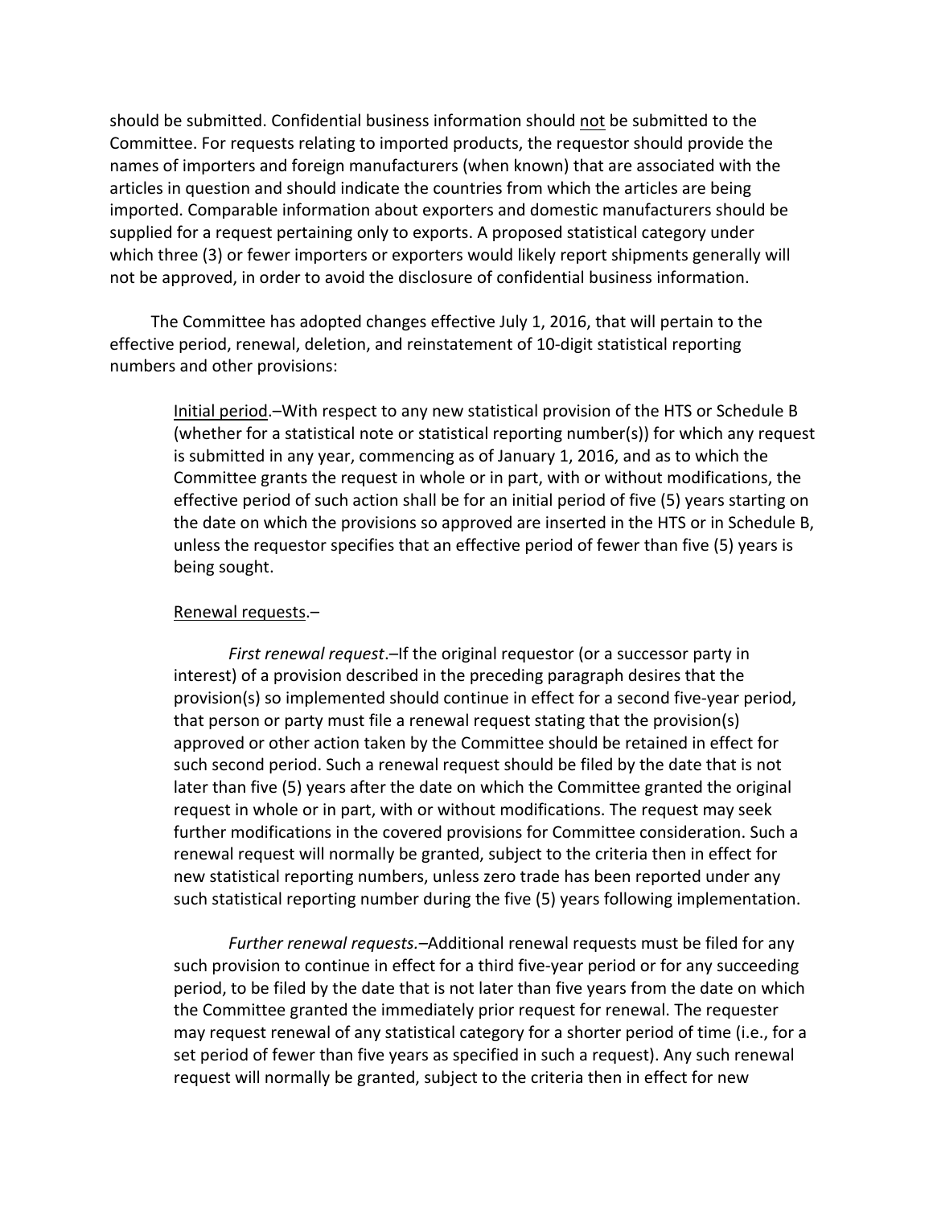should be submitted. Confidential business information should <u>not</u> be submitted to the Committee. For requests relating to imported products, the requestor should provide the names of importers and foreign manufacturers (when known) that are associated with the articles in question and should indicate the countries from which the articles are being imported. Comparable information about exporters and domestic manufacturers should be supplied for a request pertaining only to exports. A proposed statistical category under which three (3) or fewer importers or exporters would likely report shipments generally will not be approved, in order to avoid the disclosure of confidential business information.

The Committee has adopted changes effective July 1, 2016, that will pertain to the effective period, renewal, deletion, and reinstatement of 10-digit statistical reporting numbers and other provisions:

> <u>Initial period</u>.–With respect to any new statistical provision of the HTS or Schedule B (whether for a statistical note or statistical reporting number(s)) for which any request is submitted in any year, commencing as of January 1, 2016, and as to which the Committee grants the request in whole or in part, with or without modifications, the effective period of such action shall be for an initial period of five (5) years starting on the date on which the provisions so approved are inserted in the HTS or in Schedule B, unless the requestor specifies that an effective period of fewer than five (5) years is being sought.
>
> <u>Renewal requests</u>.–
>
> *First renewal request*.–If the original requestor (or a successor party in interest) of a provision described in the preceding paragraph desires that the provision(s) so implemented should continue in effect for a second five-year period, that person or party must file a renewal request stating that the provision(s) approved or other action taken by the Committee should be retained in effect for such second period. Such a renewal request should be filed by the date that is not later than five (5) years after the date on which the Committee granted the original request in whole or in part, with or without modifications. The request may seek further modifications in the covered provisions for Committee consideration. Such a renewal request will normally be granted, subject to the criteria then in effect for new statistical reporting numbers, unless zero trade has been reported under any such statistical reporting number during the five (5) years following implementation.
>
> *Further renewal requests.*–Additional renewal requests must be filed for any such provision to continue in effect for a third five-year period or for any succeeding period, to be filed by the date that is not later than five years from the date on which the Committee granted the immediately prior request for renewal. The requester may request renewal of any statistical category for a shorter period of time (i.e., for a set period of fewer than five years as specified in such a request). Any such renewal request will normally be granted, subject to the criteria then in effect for new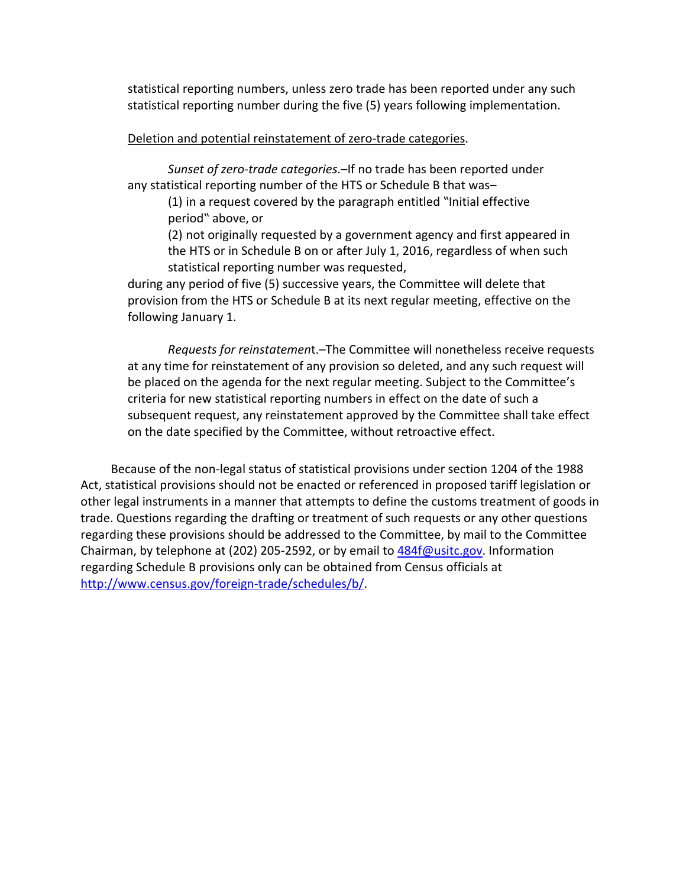statistical reporting numbers, unless zero trade has been reported under any such statistical reporting number during the five (5) years following implementation.

Deletion and potential reinstatement of zero-trade categories.

*Sunset of zero-trade categories*.–If no trade has been reported under any statistical reporting number of the HTS or Schedule B that was–

(1) in a request covered by the paragraph entitled "Initial effective period" above, or

(2) not originally requested by a government agency and first appeared in the HTS or in Schedule B on or after July 1, 2016, regardless of when such statistical reporting number was requested,

during any period of five (5) successive years, the Committee will delete that provision from the HTS or Schedule B at its next regular meeting, effective on the following January 1.

*Requests for reinstatement*.–The Committee will nonetheless receive requests at any time for reinstatement of any provision so deleted, and any such request will be placed on the agenda for the next regular meeting. Subject to the Committee's criteria for new statistical reporting numbers in effect on the date of such a subsequent request, any reinstatement approved by the Committee shall take effect on the date specified by the Committee, without retroactive effect.

Because of the non-legal status of statistical provisions under section 1204 of the 1988 Act, statistical provisions should not be enacted or referenced in proposed tariff legislation or other legal instruments in a manner that attempts to define the customs treatment of goods in trade. Questions regarding the drafting or treatment of such requests or any other questions regarding these provisions should be addressed to the Committee, by mail to the Committee Chairman, by telephone at (202) 205-2592, or by email to 484f@usitc.gov. Information regarding Schedule B provisions only can be obtained from Census officials at http://www.census.gov/foreign-trade/schedules/b/.